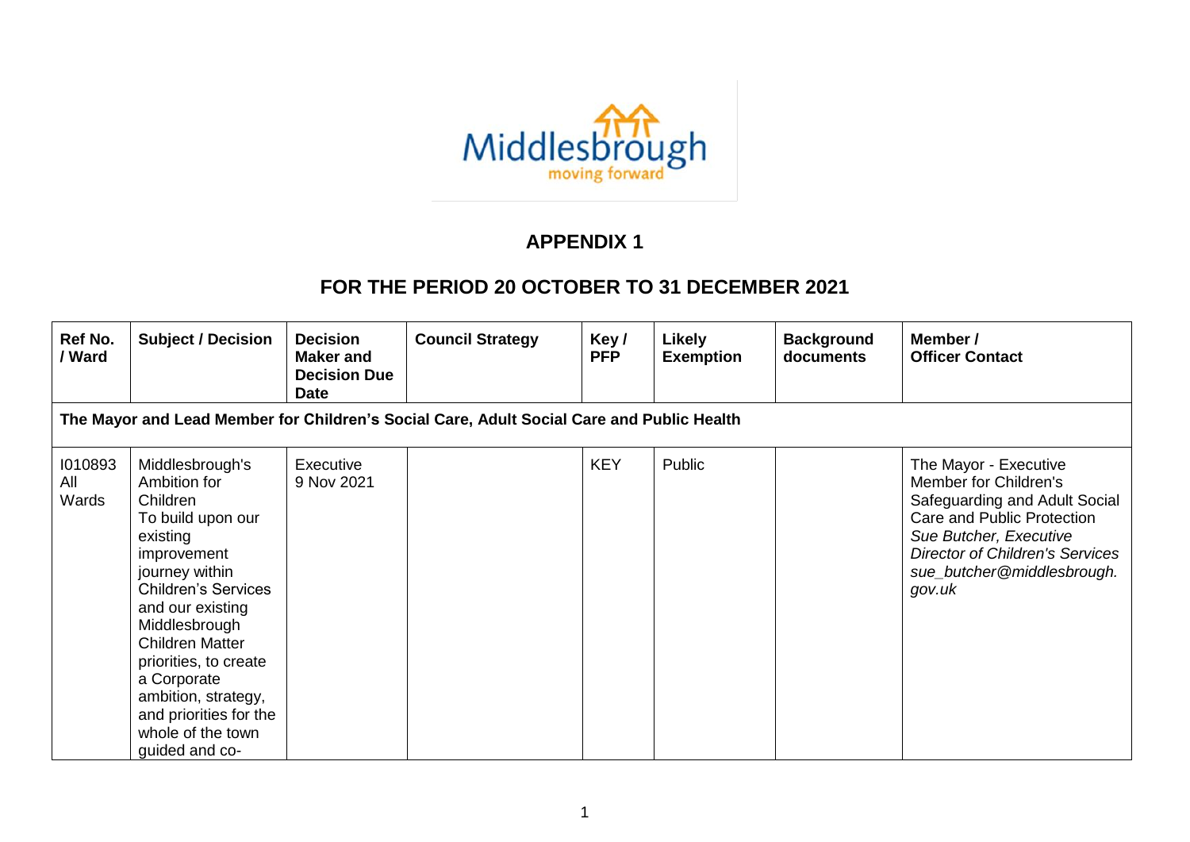## APPENDIX 1

## FOR THE PERIOD 20 OCTOBER TO 31 DECEMBER 2021

| Ref No. / Ward | Subject / Decision | Decision Maker and Decision Due Date | Council Strategy | Key / PFP | Likely Exemption | Background documents | Member / Officer Contact |
|---|---|---|---|---|---|---|---|
| **The Mayor and Lead Member for Children's Social Care, Adult Social Care and Public Health** | | | | | | | |
| I010893 All Wards | Middlesbrough's Ambition for Children To build upon our existing improvement journey within Children's Services and our existing Middlesbrough Children Matter priorities, to create a Corporate ambition, strategy, and priorities for the whole of the town guided and co- | Executive 9 Nov 2021 | | KEY | Public | | The Mayor - Executive Member for Children's Safeguarding and Adult Social Care and Public Protection *Sue Butcher, Executive Director of Children's Services sue_butcher@middlesbrough.gov.uk* |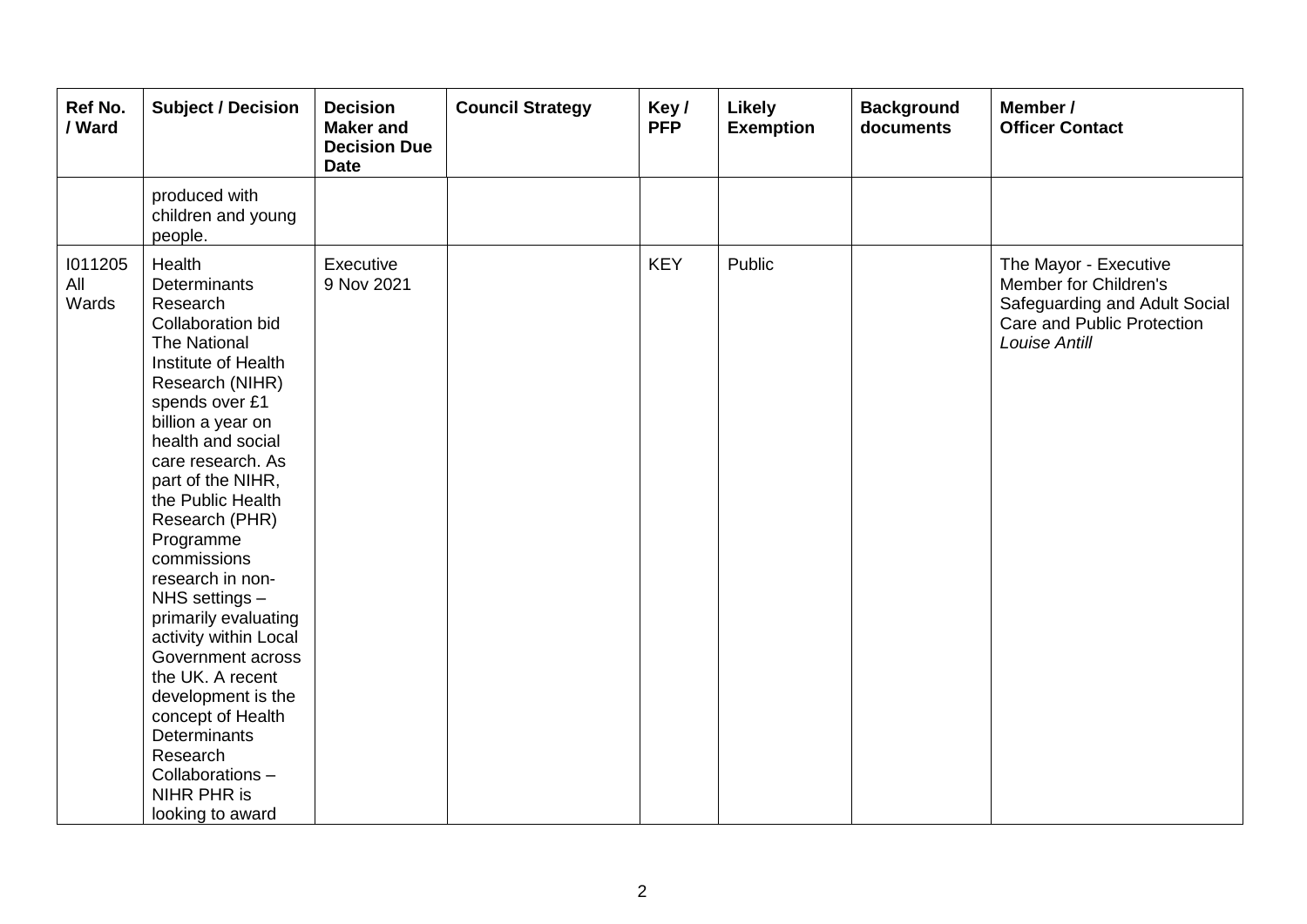| Ref No. / Ward | Subject / Decision | Decision Maker and Decision Due Date | Council Strategy | Key / PFP | Likely Exemption | Background documents | Member / Officer Contact |
|---|---|---|---|---|---|---|---|
| | produced with children and young people. | | | | | | |
| I011205 All Wards | Health Determinants Research Collaboration bid The National Institute of Health Research (NIHR) spends over £1 billion a year on health and social care research. As part of the NIHR, the Public Health Research (PHR) Programme commissions research in non-NHS settings – primarily evaluating activity within Local Government across the UK. A recent development is the concept of Health Determinants Research Collaborations – NIHR PHR is looking to award | Executive 9 Nov 2021 | | KEY | Public | | The Mayor - Executive Member for Children's Safeguarding and Adult Social Care and Public Protection *Louise Antill* |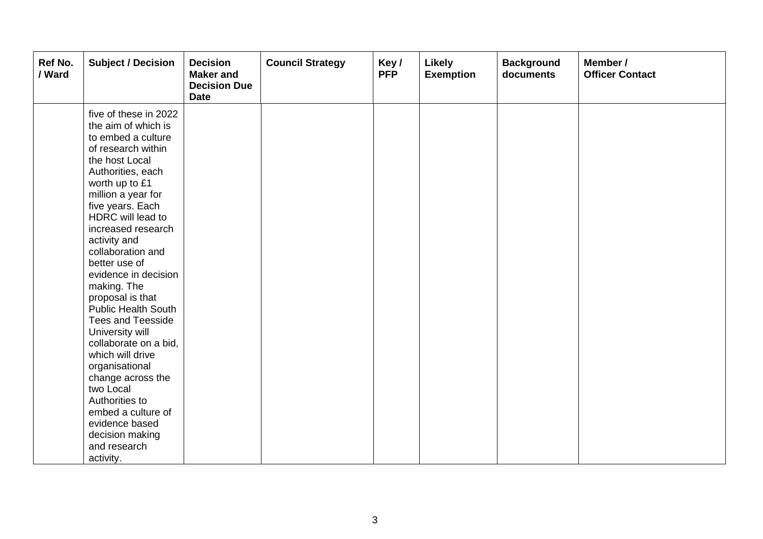| Ref No. / Ward | Subject / Decision | Decision Maker and Decision Due Date | Council Strategy | Key / PFP | Likely Exemption | Background documents | Member / Officer Contact |
|---|---|---|---|---|---|---|---|
| | five of these in 2022 the aim of which is to embed a culture of research within the host Local Authorities, each worth up to £1 million a year for five years. Each HDRC will lead to increased research activity and collaboration and better use of evidence in decision making. The proposal is that Public Health South Tees and Teesside University will collaborate on a bid, which will drive organisational change across the two Local Authorities to embed a culture of evidence based decision making and research activity. | | | | | | |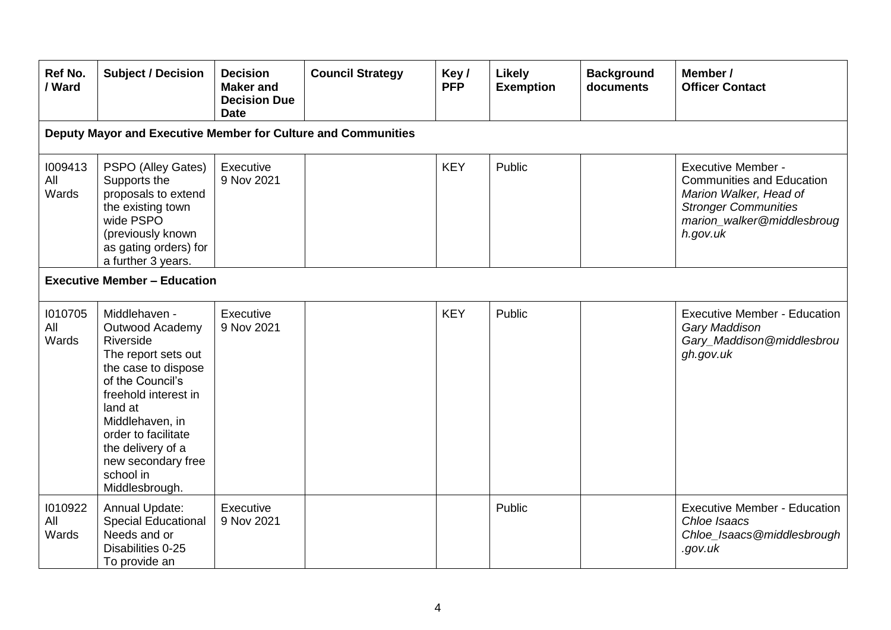| Ref No. / Ward | Subject / Decision | Decision Maker and Decision Due Date | Council Strategy | Key / PFP | Likely Exemption | Background documents | Member / Officer Contact |
|---|---|---|---|---|---|---|---|
| **Deputy Mayor and Executive Member for Culture and Communities** | | | | | | | |
| I009413 All Wards | PSPO (Alley Gates) Supports the proposals to extend the existing town wide PSPO (previously known as gating orders) for a further 3 years. | Executive 9 Nov 2021 | | KEY | Public | | Executive Member - Communities and Education *Marion Walker, Head of Stronger Communities marion_walker@middlesbrough.gov.uk* |
| **Executive Member – Education** | | | | | | | |
| I010705 All Wards | Middlehaven - Outwood Academy Riverside The report sets out the case to dispose of the Council's freehold interest in land at Middlehaven, in order to facilitate the delivery of a new secondary free school in Middlesbrough. | Executive 9 Nov 2021 | | KEY | Public | | Executive Member - Education *Gary Maddison Gary_Maddison@middlesbrough.gov.uk* |
| I010922 All Wards | Annual Update: Special Educational Needs and or Disabilities 0-25 To provide an | Executive 9 Nov 2021 | | | Public | | Executive Member - Education *Chloe Isaacs Chloe_Isaacs@middlesbrough.gov.uk* |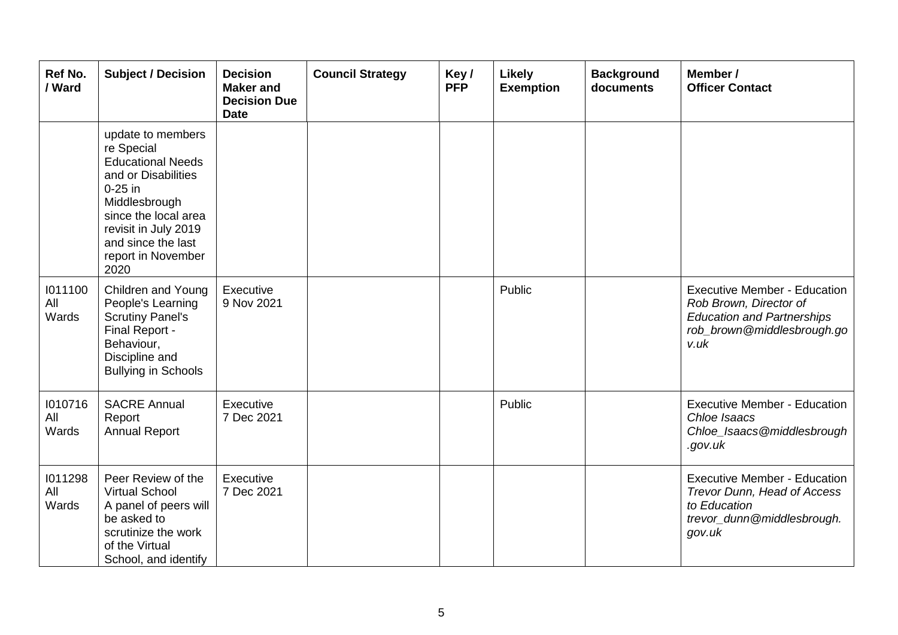| Ref No. / Ward | Subject / Decision | Decision Maker and Decision Due Date | Council Strategy | Key / PFP | Likely Exemption | Background documents | Member / Officer Contact |
|---|---|---|---|---|---|---|---|
| | update to members re Special Educational Needs and or Disabilities 0-25 in Middlesbrough since the local area revisit in July 2019 and since the last report in November 2020 | | | | | | |
| I011100 All Wards | Children and Young People's Learning Scrutiny Panel's Final Report - Behaviour, Discipline and Bullying in Schools | Executive 9 Nov 2021 | | | Public | | Executive Member - Education *Rob Brown, Director of Education and Partnerships rob_brown@middlesbrough.gov.uk* |
| I010716 All Wards | SACRE Annual Report Annual Report | Executive 7 Dec 2021 | | | Public | | Executive Member - Education *Chloe Isaacs Chloe_Isaacs@middlesbrough.gov.uk* |
| I011298 All Wards | Peer Review of the Virtual School A panel of peers will be asked to scrutinize the work of the Virtual School, and identify | Executive 7 Dec 2021 | | | | | Executive Member - Education *Trevor Dunn, Head of Access to Education trevor_dunn@middlesbrough.gov.uk* |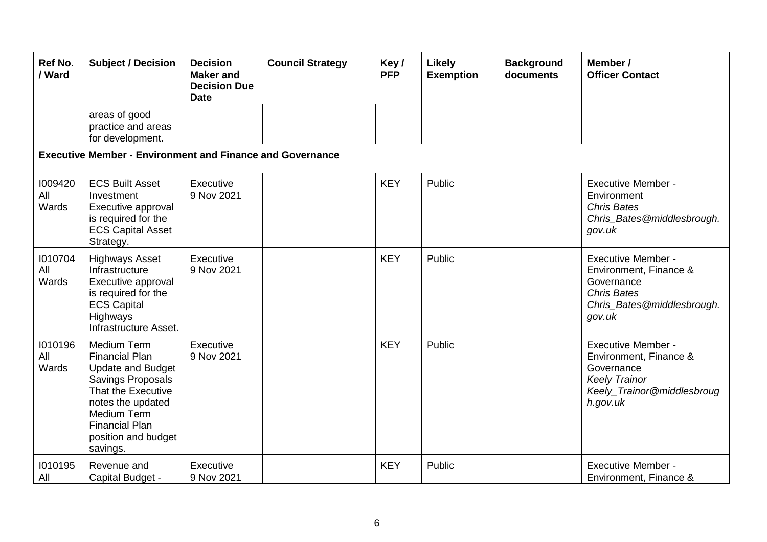| Ref No. / Ward | Subject / Decision | Decision Maker and Decision Due Date | Council Strategy | Key / PFP | Likely Exemption | Background documents | Member / Officer Contact |
|---|---|---|---|---|---|---|---|
| | areas of good practice and areas for development. | | | | | | |
| **Executive Member - Environment and Finance and Governance** | | | | | | | |
| I009420 All Wards | ECS Built Asset Investment Executive approval is required for the ECS Capital Asset Strategy. | Executive 9 Nov 2021 | | KEY | Public | | Executive Member - Environment *Chris Bates* *Chris_Bates@middlesbrough.gov.uk* |
| I010704 All Wards | Highways Asset Infrastructure Executive approval is required for the ECS Capital Highways Infrastructure Asset. | Executive 9 Nov 2021 | | KEY | Public | | Executive Member - Environment, Finance & Governance *Chris Bates* *Chris_Bates@middlesbrough.gov.uk* |
| I010196 All Wards | Medium Term Financial Plan Update and Budget Savings Proposals That the Executive notes the updated Medium Term Financial Plan position and budget savings. | Executive 9 Nov 2021 | | KEY | Public | | Executive Member - Environment, Finance & Governance *Keely Trainor* *Keely_Trainor@middlesbrough.gov.uk* |
| I010195 All | Revenue and Capital Budget - | Executive 9 Nov 2021 | | KEY | Public | | Executive Member - Environment, Finance & |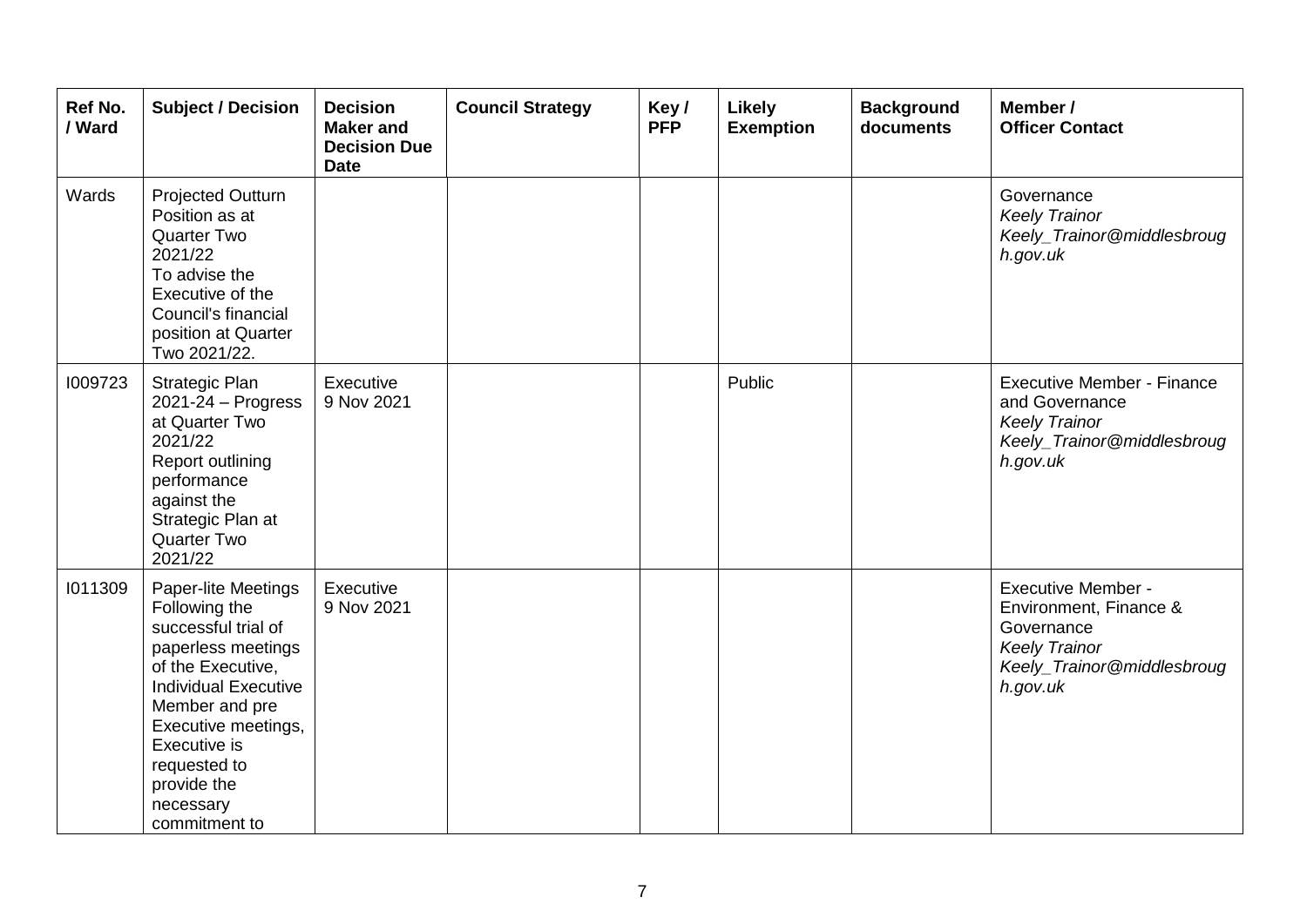| Ref No. / Ward | Subject / Decision | Decision Maker and Decision Due Date | Council Strategy | Key / PFP | Likely Exemption | Background documents | Member / Officer Contact |
|---|---|---|---|---|---|---|---|
| Wards | Projected Outturn Position as at Quarter Two 2021/22<br>To advise the Executive of the Council's financial position at Quarter Two 2021/22. | | | | | | Governance<br>*Keely Trainor*<br>*Keely_Trainor@middlesbrough.gov.uk* |
| I009723 | Strategic Plan 2021-24 – Progress at Quarter Two 2021/22<br>Report outlining performance against the Strategic Plan at Quarter Two 2021/22 | Executive<br>9 Nov 2021 | | | Public | | Executive Member - Finance and Governance<br>*Keely Trainor*<br>*Keely_Trainor@middlesbrough.gov.uk* |
| I011309 | Paper-lite Meetings<br>Following the successful trial of paperless meetings of the Executive, Individual Executive Member and pre Executive meetings, Executive is requested to provide the necessary commitment to | Executive<br>9 Nov 2021 | | | | | Executive Member - Environment, Finance & Governance<br>*Keely Trainor*<br>*Keely_Trainor@middlesbrough.gov.uk* |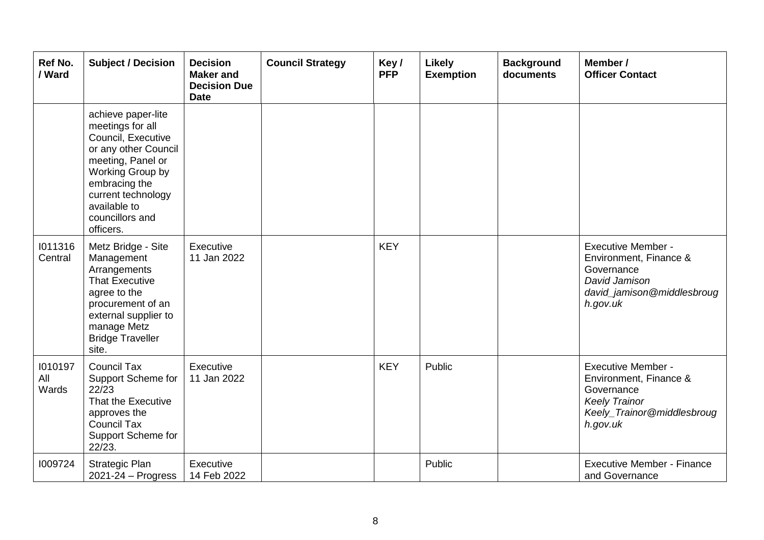| Ref No. / Ward | Subject / Decision | Decision Maker and Decision Due Date | Council Strategy | Key / PFP | Likely Exemption | Background documents | Member / Officer Contact |
|---|---|---|---|---|---|---|---|
| | achieve paper-lite meetings for all Council, Executive or any other Council meeting, Panel or Working Group by embracing the current technology available to councillors and officers. | | | | | | |
| I011316 Central | Metz Bridge - Site Management Arrangements That Executive agree to the procurement of an external supplier to manage Metz Bridge Traveller site. | Executive 11 Jan 2022 | | KEY | | | Executive Member - Environment, Finance & Governance *David Jamison* *david_jamison@middlesbrough.gov.uk* |
| I010197 All Wards | Council Tax Support Scheme for 22/23 That the Executive approves the Council Tax Support Scheme for 22/23. | Executive 11 Jan 2022 | | KEY | Public | | Executive Member - Environment, Finance & Governance *Keely Trainor* *Keely_Trainor@middlesbrough.gov.uk* |
| I009724 | Strategic Plan 2021-24 – Progress | Executive 14 Feb 2022 | | | Public | | Executive Member - Finance and Governance |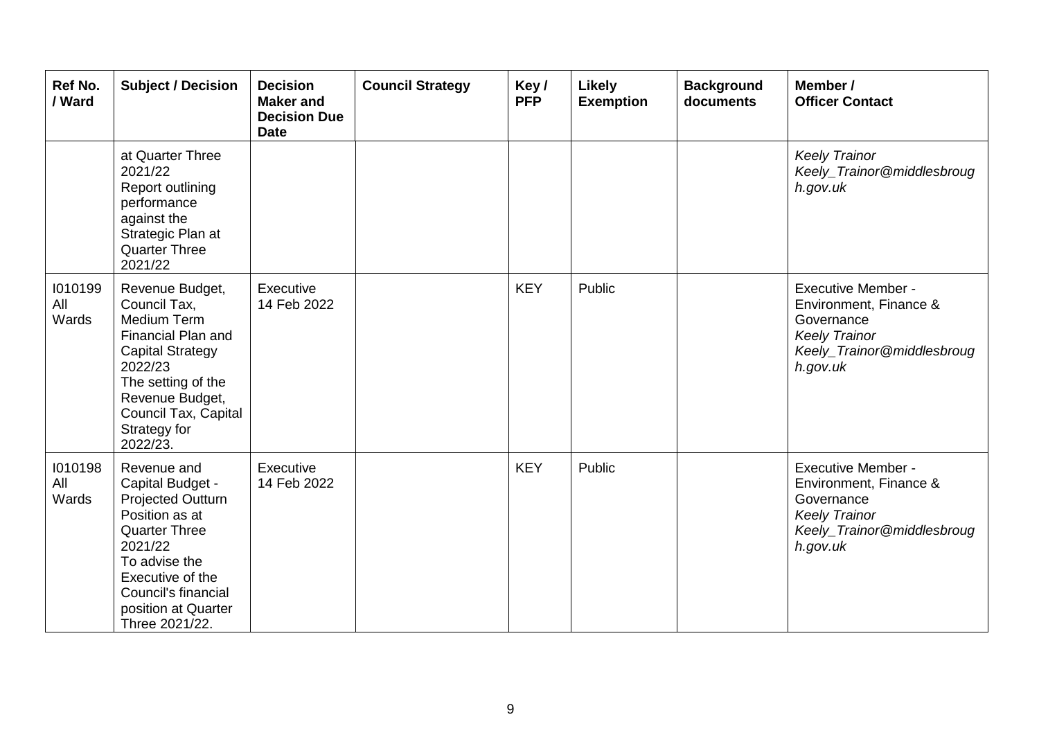| Ref No. / Ward | Subject / Decision | Decision Maker and Decision Due Date | Council Strategy | Key / PFP | Likely Exemption | Background documents | Member / Officer Contact |
|---|---|---|---|---|---|---|---|
| | at Quarter Three 2021/22<br>Report outlining performance against the Strategic Plan at Quarter Three 2021/22 | | | | | | *Keely Trainor*<br>*Keely_Trainor@middlesbrough.gov.uk* |
| I010199<br>All Wards | Revenue Budget, Council Tax, Medium Term Financial Plan and Capital Strategy 2022/23<br>The setting of the Revenue Budget, Council Tax, Capital Strategy for 2022/23. | Executive<br>14 Feb 2022 | | KEY | Public | | Executive Member - Environment, Finance & Governance<br>*Keely Trainor*<br>*Keely_Trainor@middlesbrough.gov.uk* |
| I010198<br>All Wards | Revenue and Capital Budget - Projected Outturn Position as at Quarter Three 2021/22<br>To advise the Executive of the Council's financial position at Quarter Three 2021/22. | Executive<br>14 Feb 2022 | | KEY | Public | | Executive Member - Environment, Finance & Governance<br>*Keely Trainor*<br>*Keely_Trainor@middlesbrough.gov.uk* |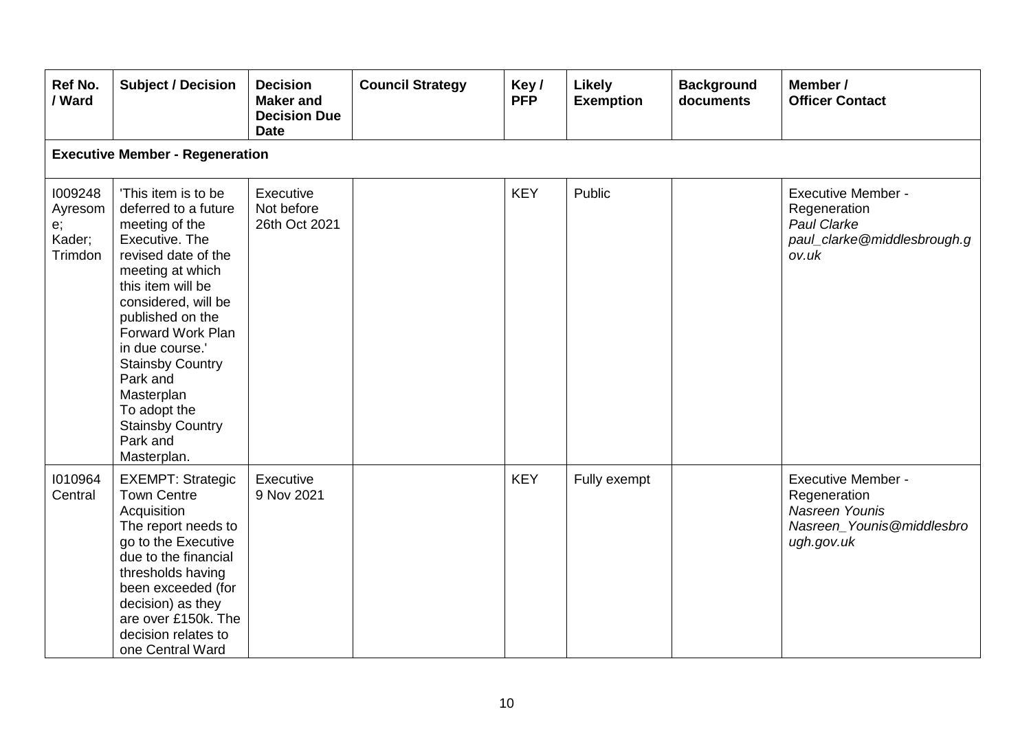| Ref No. / Ward | Subject / Decision | Decision Maker and Decision Due Date | Council Strategy | Key / PFP | Likely Exemption | Background documents | Member / Officer Contact |
|---|---|---|---|---|---|---|---|
| **Executive Member - Regeneration** | | | | | | | |
| I009248 Ayresome; Kader; Trimdon | 'This item is to be deferred to a future meeting of the Executive. The revised date of the meeting at which this item will be considered, will be published on the Forward Work Plan in due course.' Stainsby Country Park and Masterplan To adopt the Stainsby Country Park and Masterplan. | Executive Not before 26th Oct 2021 | | KEY | Public | | Executive Member - Regeneration *Paul Clarke* *paul_clarke@middlesbrough.gov.uk* |
| I010964 Central | EXEMPT: Strategic Town Centre Acquisition The report needs to go to the Executive due to the financial thresholds having been exceeded (for decision) as they are over £150k. The decision relates to one Central Ward | Executive 9 Nov 2021 | | KEY | Fully exempt | | Executive Member - Regeneration *Nasreen Younis* *Nasreen_Younis@middlesbrough.gov.uk* |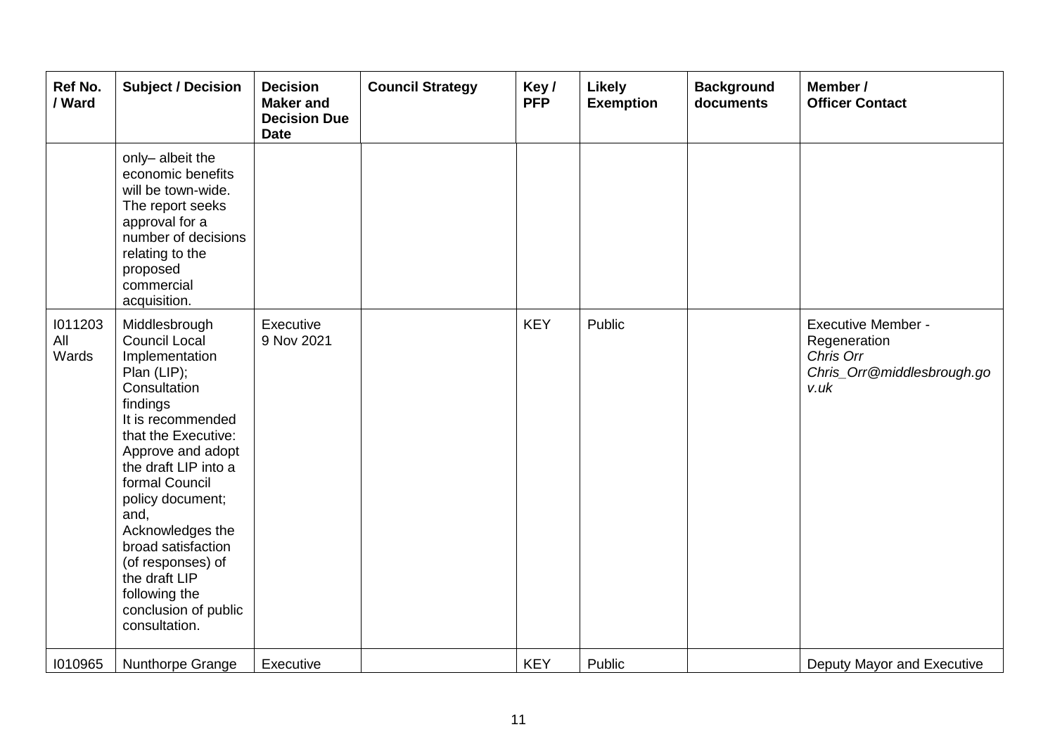| Ref No. / Ward | Subject / Decision | Decision Maker and Decision Due Date | Council Strategy | Key / PFP | Likely Exemption | Background documents | Member / Officer Contact |
|---|---|---|---|---|---|---|---|
| | only– albeit the economic benefits will be town-wide. The report seeks approval for a number of decisions relating to the proposed commercial acquisition. | | | | | | |
| I011203 All Wards | Middlesbrough Council Local Implementation Plan (LIP); Consultation findings It is recommended that the Executive: Approve and adopt the draft LIP into a formal Council policy document; and, Acknowledges the broad satisfaction (of responses) of the draft LIP following the conclusion of public consultation. | Executive 9 Nov 2021 | | KEY | Public | | Executive Member - Regeneration *Chris Orr* *Chris_Orr@middlesbrough.gov.uk* |
| I010965 | Nunthorpe Grange | Executive | | KEY | Public | | Deputy Mayor and Executive |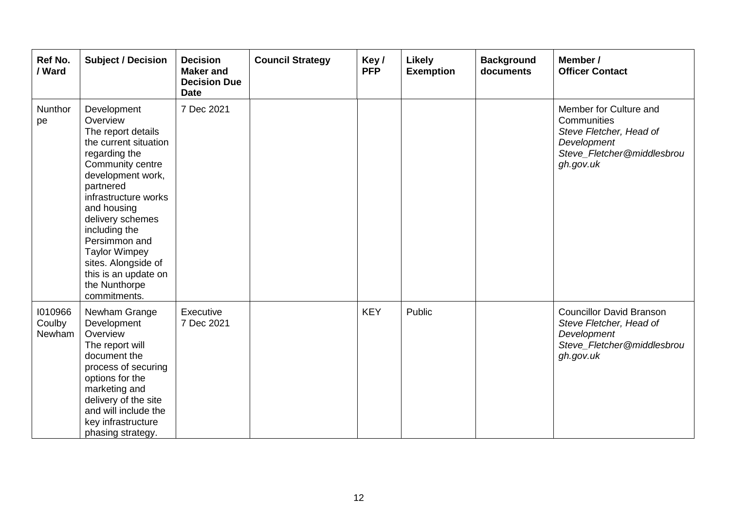| Ref No. / Ward | Subject / Decision | Decision Maker and Decision Due Date | Council Strategy | Key / PFP | Likely Exemption | Background documents | Member / Officer Contact |
|---|---|---|---|---|---|---|---|
| Nunthorpe | Development Overview<br>The report details the current situation regarding the Community centre development work, partnered infrastructure works and housing delivery schemes including the Persimmon and Taylor Wimpey sites. Alongside of this is an update on the Nunthorpe commitments. | 7 Dec 2021 | | | | | Member for Culture and Communities<br>*Steve Fletcher, Head of Development*<br>*Steve_Fletcher@middlesbrough.gov.uk* |
| I010966<br>Coulby Newham | Newham Grange Development Overview<br>The report will document the process of securing options for the marketing and delivery of the site and will include the key infrastructure phasing strategy. | Executive<br>7 Dec 2021 | | KEY | Public | | Councillor David Branson<br>*Steve Fletcher, Head of Development*<br>*Steve_Fletcher@middlesbrough.gov.uk* |